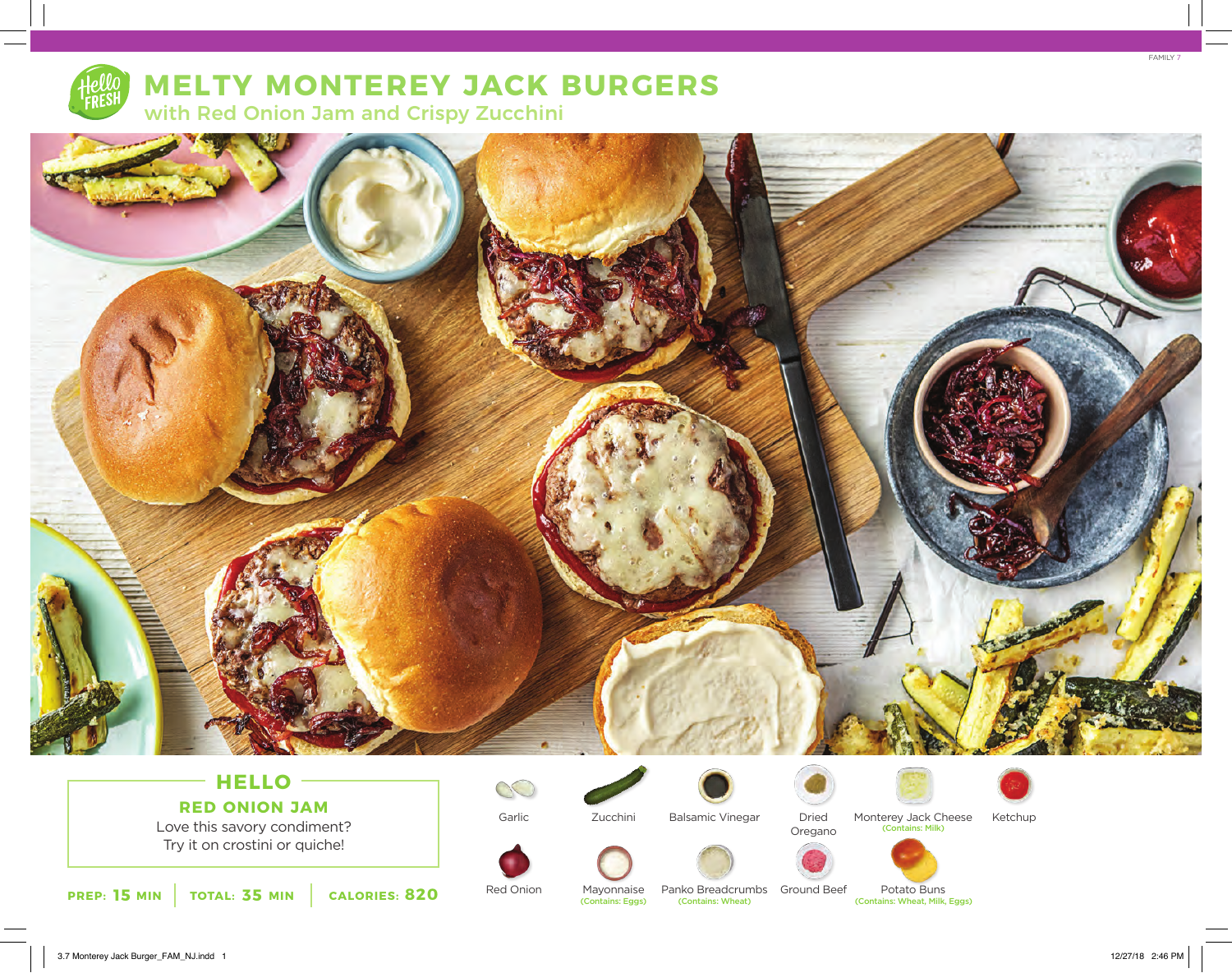# MELTY MONTEREY JACK BURGERS

## with Red Onion Jam and Crispy Zucchini

### HELLO

**RED ONION JAM**

Love this savory condiment? Try it on crostini or quiche!

**PREP: 15 MIN** | **TOTAL: 35 MIN** | **CALORIES: 820**

- Garlic
- Zucchini
- Balsamic Vinegar
- Dried Oregano
- Monterey Jack Cheese (Contains: Milk)
- Ketchup
- Red Onion
- Mayonnaise (Contains: Eggs)
- Panko Breadcrumbs (Contains: Wheat)
- Ground Beef
- Potato Buns (Contains: Wheat, Milk, Eggs)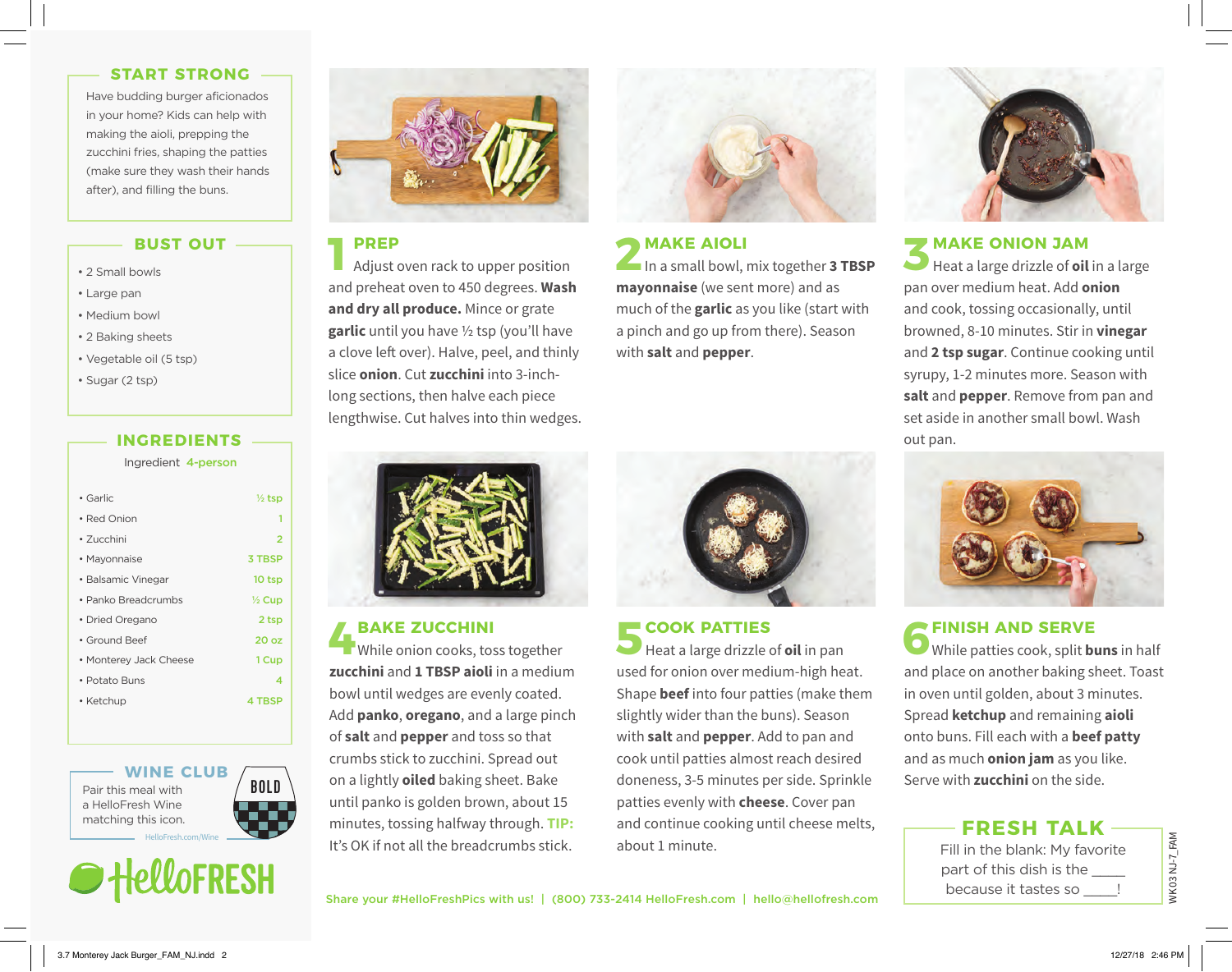## START STRONG

Have budding burger aficionados in your home? Kids can help with making the aioli, prepping the zucchini fries, shaping the patties (make sure they wash their hands after), and filling the buns.

## BUST OUT

- 2 Small bowls
- Large pan
- Medium bowl
- 2 Baking sheets
- Vegetable oil (5 tsp)
- Sugar (2 tsp)

## INGREDIENTS

| Ingredient | 4-person |
|---|---|
| Garlic | ½ tsp |
| Red Onion | 1 |
| Zucchini | 2 |
| Mayonnaise | 3 TBSP |
| Balsamic Vinegar | 10 tsp |
| Panko Breadcrumbs | ½ Cup |
| Dried Oregano | 2 tsp |
| Ground Beef | 20 oz |
| Monterey Jack Cheese | 1 Cup |
| Potato Buns | 4 |
| Ketchup | 4 TBSP |

## WINE CLUB

Pair this meal with a HelloFresh Wine matching this icon.

BOLD

HelloFresh.com/Wine

HelloFRESH

## 1 PREP

Adjust oven rack to upper position and preheat oven to 450 degrees. **Wash and dry all produce.** Mince or grate **garlic** until you have ½ tsp (you'll have a clove left over). Halve, peel, and thinly slice **onion**. Cut **zucchini** into 3-inch-long sections, then halve each piece lengthwise. Cut halves into thin wedges.

## 2 MAKE AIOLI

In a small bowl, mix together **3 TBSP mayonnaise** (we sent more) and as much of the **garlic** as you like (start with a pinch and go up from there). Season with **salt** and **pepper**.

## 3 MAKE ONION JAM

Heat a large drizzle of **oil** in a large pan over medium heat. Add **onion** and cook, tossing occasionally, until browned, 8-10 minutes. Stir in **vinegar** and **2 tsp sugar**. Continue cooking until syrupy, 1-2 minutes more. Season with **salt** and **pepper**. Remove from pan and set aside in another small bowl. Wash out pan.

## 4 BAKE ZUCCHINI

While onion cooks, toss together **zucchini** and **1 TBSP aioli** in a medium bowl until wedges are evenly coated. Add **panko**, **oregano**, and a large pinch of **salt** and **pepper** and toss so that crumbs stick to zucchini. Spread out on a lightly **oiled** baking sheet. Bake until panko is golden brown, about 15 minutes, tossing halfway through. **TIP:** It's OK if not all the breadcrumbs stick.

## 5 COOK PATTIES

Heat a large drizzle of **oil** in pan used for onion over medium-high heat. Shape **beef** into four patties (make them slightly wider than the buns). Season with **salt** and **pepper**. Add to pan and cook until patties almost reach desired doneness, 3-5 minutes per side. Sprinkle patties evenly with **cheese**. Cover pan and continue cooking until cheese melts, about 1 minute.

## 6 FINISH AND SERVE

While patties cook, split **buns** in half and place on another baking sheet. Toast in oven until golden, about 3 minutes. Spread **ketchup** and remaining **aioli** onto buns. Fill each with a **beef patty** and as much **onion jam** as you like. Serve with **zucchini** on the side.

## FRESH TALK

Fill in the blank: My favorite part of this dish is the ____ because it tastes so ____!

Share your #HelloFreshPics with us! | (800) 733-2414 HelloFresh.com | hello@hellofresh.com

WK03 NJ-7_FAM